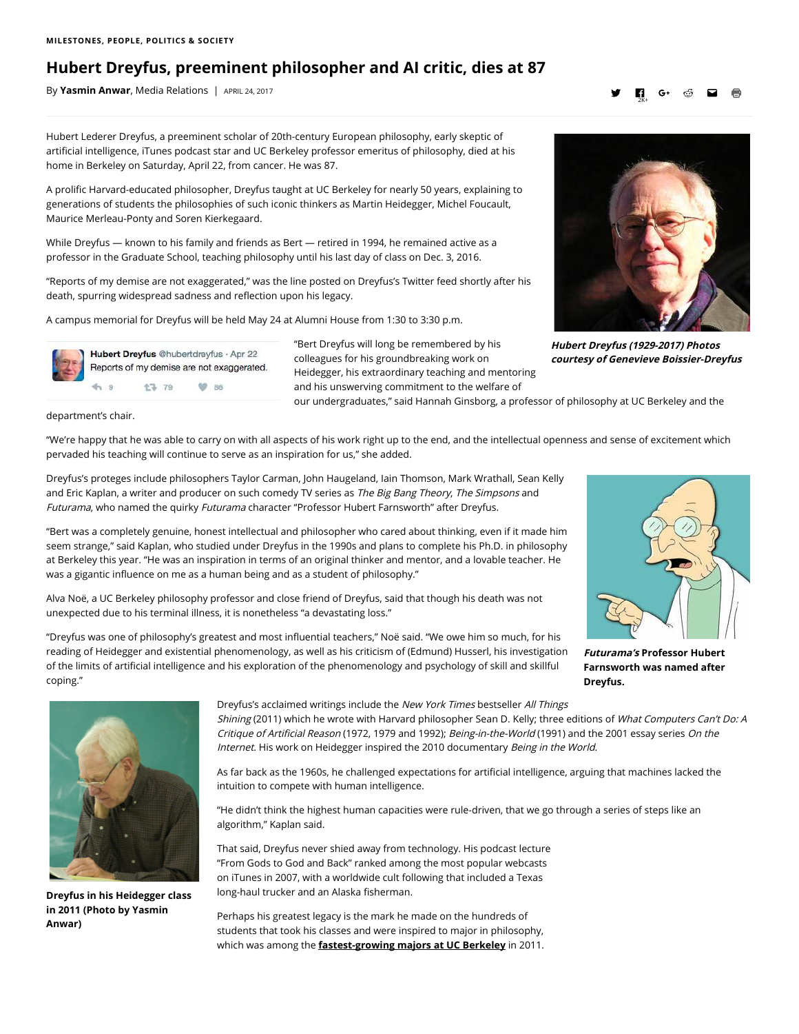**MILESTONES, PEOPLE, POLITICS & SOCIETY**

# Hubert Dreyfus, preeminent philosopher and AI critic, dies at 87

By **Yasmin Anwar**, Media Relations | APRIL 24, 2017

Hubert Lederer Dreyfus, a preeminent scholar of 20th-century European philosophy, early skeptic of artificial intelligence, iTunes podcast star and UC Berkeley professor emeritus of philosophy, died at his home in Berkeley on Saturday, April 22, from cancer. He was 87.

A prolific Harvard-educated philosopher, Dreyfus taught at UC Berkeley for nearly 50 years, explaining to generations of students the philosophies of such iconic thinkers as Martin Heidegger, Michel Foucault, Maurice Merleau-Ponty and Soren Kierkegaard.

While Dreyfus — known to his family and friends as Bert — retired in 1994, he remained active as a professor in the Graduate School, teaching philosophy until his last day of class on Dec. 3, 2016.

"Reports of my demise are not exaggerated," was the line posted on Dreyfus's Twitter feed shortly after his death, spurring widespread sadness and reflection upon his legacy.

A campus memorial for Dreyfus will be held May 24 at Alumni House from 1:30 to 3:30 p.m.

***Hubert Dreyfus (1929-2017) Photos courtesy of Genevieve Boissier-Dreyfus***

Hubert Dreyfus @hubertdreyfus · Apr 22
Reports of my demise are not exaggerated.

"Bert Dreyfus will long be remembered by his colleagues for his groundbreaking work on Heidegger, his extraordinary teaching and mentoring and his unswerving commitment to the welfare of our undergraduates," said Hannah Ginsborg, a professor of philosophy at UC Berkeley and the department's chair.

"We're happy that he was able to carry on with all aspects of his work right up to the end, and the intellectual openness and sense of excitement which pervaded his teaching will continue to serve as an inspiration for us," she added.

Dreyfus's proteges include philosophers Taylor Carman, John Haugeland, Iain Thomson, Mark Wrathall, Sean Kelly and Eric Kaplan, a writer and producer on such comedy TV series as *The Big Bang Theory*, *The Simpsons* and *Futurama*, who named the quirky *Futurama* character "Professor Hubert Farnsworth" after Dreyfus.

"Bert was a completely genuine, honest intellectual and philosopher who cared about thinking, even if it made him seem strange," said Kaplan, who studied under Dreyfus in the 1990s and plans to complete his Ph.D. in philosophy at Berkeley this year. "He was an inspiration in terms of an original thinker and mentor, and a lovable teacher. He was a gigantic influence on me as a human being and as a student of philosophy."

Alva Noë, a UC Berkeley philosophy professor and close friend of Dreyfus, said that though his death was not unexpected due to his terminal illness, it is nonetheless "a devastating loss."

"Dreyfus was one of philosophy's greatest and most influential teachers," Noë said. "We owe him so much, for his reading of Heidegger and existential phenomenology, as well as his criticism of (Edmund) Husserl, his investigation of the limits of artificial intelligence and his exploration of the phenomenology and psychology of skill and skillful coping."

***Futurama's* Professor Hubert Farnsworth was named after Dreyfus.**

**Dreyfus in his Heidegger class in 2011 (Photo by Yasmin Anwar)**

Dreyfus's acclaimed writings include the *New York Times* bestseller *All Things Shining* (2011) which he wrote with Harvard philosopher Sean D. Kelly; three editions of *What Computers Can't Do: A Critique of Artificial Reason* (1972, 1979 and 1992); *Being-in-the-World* (1991) and the 2001 essay series *On the Internet*. His work on Heidegger inspired the 2010 documentary *Being in the World*.

As far back as the 1960s, he challenged expectations for artificial intelligence, arguing that machines lacked the intuition to compete with human intelligence.

"He didn't think the highest human capacities were rule-driven, that we go through a series of steps like an algorithm," Kaplan said.

That said, Dreyfus never shied away from technology. His podcast lecture "From Gods to God and Back" ranked among the most popular webcasts on iTunes in 2007, with a worldwide cult following that included a Texas long-haul trucker and an Alaska fisherman.

Perhaps his greatest legacy is the mark he made on the hundreds of students that took his classes and were inspired to major in philosophy, which was among the **fastest-growing majors at UC Berkeley** in 2011.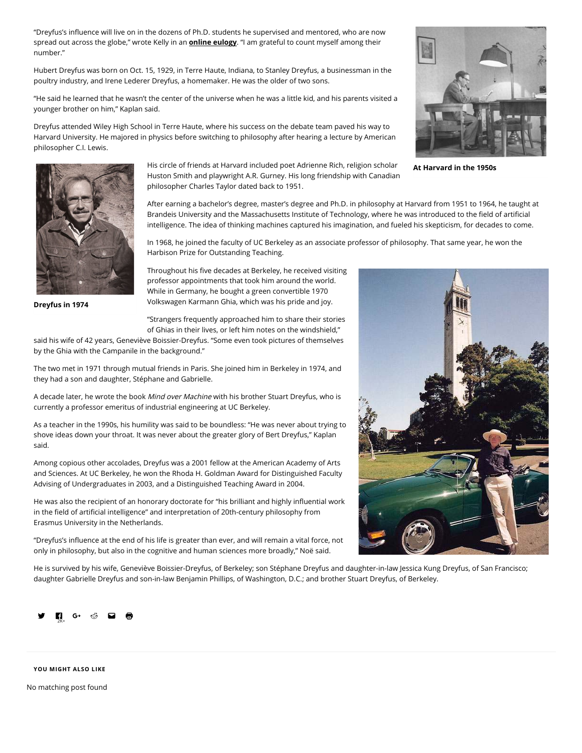"Dreyfus's influence will live on in the dozens of Ph.D. students he supervised and mentored, who are now spread out across the globe," wrote Kelly in an **online eulogy**. "I am grateful to count myself among their number."

Hubert Dreyfus was born on Oct. 15, 1929, in Terre Haute, Indiana, to Stanley Dreyfus, a businessman in the poultry industry, and Irene Lederer Dreyfus, a homemaker. He was the older of two sons.

"He said he learned that he wasn't the center of the universe when he was a little kid, and his parents visited a younger brother on him," Kaplan said.

Dreyfus attended Wiley High School in Terre Haute, where his success on the debate team paved his way to Harvard University. He majored in physics before switching to philosophy after hearing a lecture by American philosopher C.I. Lewis.

**At Harvard in the 1950s**

His circle of friends at Harvard included poet Adrienne Rich, religion scholar Huston Smith and playwright A.R. Gurney. His long friendship with Canadian philosopher Charles Taylor dated back to 1951.

**Dreyfus in 1974**

After earning a bachelor's degree, master's degree and Ph.D. in philosophy at Harvard from 1951 to 1964, he taught at Brandeis University and the Massachusetts Institute of Technology, where he was introduced to the field of artificial intelligence. The idea of thinking machines captured his imagination, and fueled his skepticism, for decades to come.

In 1968, he joined the faculty of UC Berkeley as an associate professor of philosophy. That same year, he won the Harbison Prize for Outstanding Teaching.

Throughout his five decades at Berkeley, he received visiting professor appointments that took him around the world. While in Germany, he bought a green convertible 1970 Volkswagen Karmann Ghia, which was his pride and joy.

"Strangers frequently approached him to share their stories of Ghias in their lives, or left him notes on the windshield," said his wife of 42 years, Geneviève Boissier-Dreyfus. "Some even took pictures of themselves by the Ghia with the Campanile in the background."

The two met in 1971 through mutual friends in Paris. She joined him in Berkeley in 1974, and they had a son and daughter, Stéphane and Gabrielle.

A decade later, he wrote the book *Mind over Machine* with his brother Stuart Dreyfus, who is currently a professor emeritus of industrial engineering at UC Berkeley.

As a teacher in the 1990s, his humility was said to be boundless: "He was never about trying to shove ideas down your throat. It was never about the greater glory of Bert Dreyfus," Kaplan said.

Among copious other accolades, Dreyfus was a 2001 fellow at the American Academy of Arts and Sciences. At UC Berkeley, he won the Rhoda H. Goldman Award for Distinguished Faculty Advising of Undergraduates in 2003, and a Distinguished Teaching Award in 2004.

He was also the recipient of an honorary doctorate for "his brilliant and highly influential work in the field of artificial intelligence" and interpretation of 20th-century philosophy from Erasmus University in the Netherlands.

"Dreyfus's influence at the end of his life is greater than ever, and will remain a vital force, not only in philosophy, but also in the cognitive and human sciences more broadly," Noë said.

He is survived by his wife, Geneviève Boissier-Dreyfus, of Berkeley; son Stéphane Dreyfus and daughter-in-law Jessica Kung Dreyfus, of San Francisco; daughter Gabrielle Dreyfus and son-in-law Benjamin Phillips, of Washington, D.C.; and brother Stuart Dreyfus, of Berkeley.

2K+

**YOU MIGHT ALSO LIKE**

No matching post found